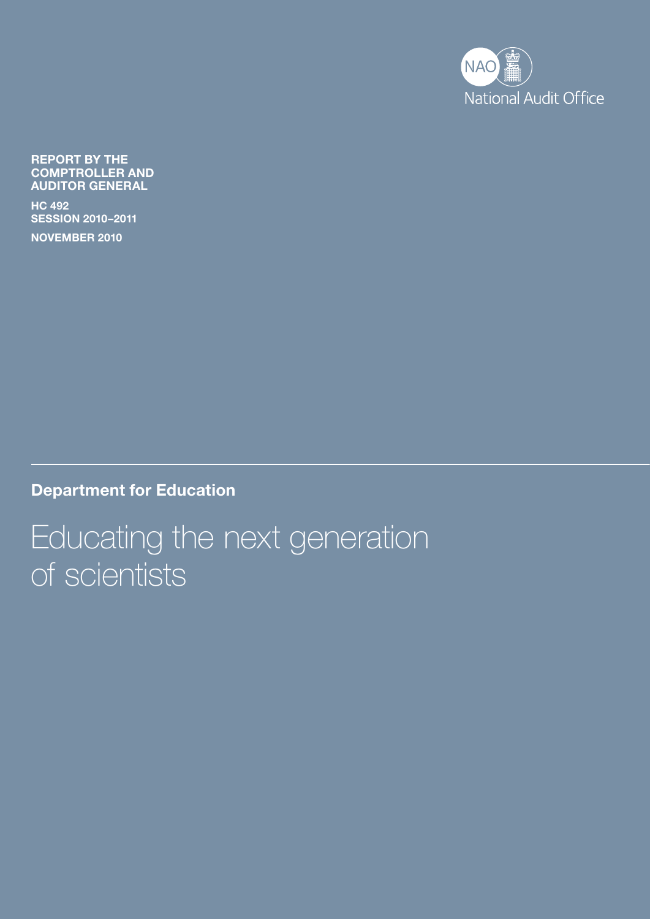NAO National Audit Office

**REPORT BY THE COMPTROLLER AND AUDITOR GENERAL**

**HC 492**
**SESSION 2010–2011**

**NOVEMBER 2010**

**Department for Education**

# Educating the next generation of scientists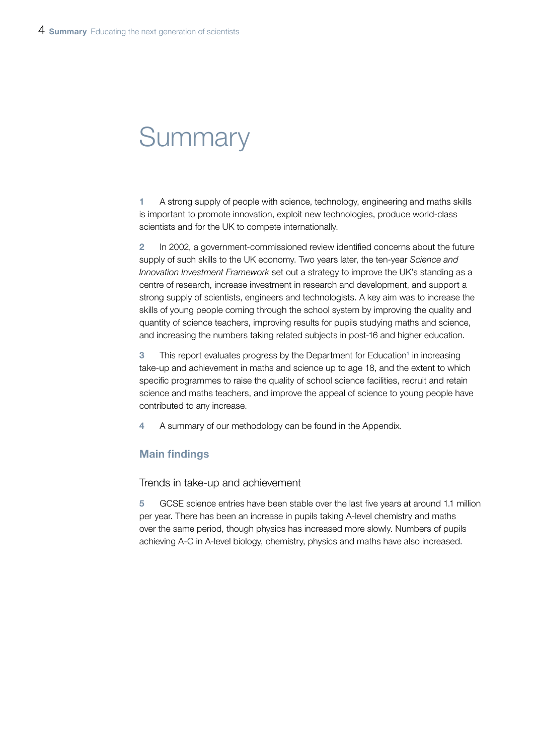# Summary

**1** A strong supply of people with science, technology, engineering and maths skills is important to promote innovation, exploit new technologies, produce world-class scientists and for the UK to compete internationally.

**2** In 2002, a government-commissioned review identified concerns about the future supply of such skills to the UK economy. Two years later, the ten-year *Science and Innovation Investment Framework* set out a strategy to improve the UK's standing as a centre of research, increase investment in research and development, and support a strong supply of scientists, engineers and technologists. A key aim was to increase the skills of young people coming through the school system by improving the quality and quantity of science teachers, improving results for pupils studying maths and science, and increasing the numbers taking related subjects in post-16 and higher education.

**3** This report evaluates progress by the Department for Education[1] in increasing take-up and achievement in maths and science up to age 18, and the extent to which specific programmes to raise the quality of school science facilities, recruit and retain science and maths teachers, and improve the appeal of science to young people have contributed to any increase.

**4** A summary of our methodology can be found in the Appendix.

## Main findings

### Trends in take-up and achievement

**5** GCSE science entries have been stable over the last five years at around 1.1 million per year. There has been an increase in pupils taking A-level chemistry and maths over the same period, though physics has increased more slowly. Numbers of pupils achieving A-C in A-level biology, chemistry, physics and maths have also increased.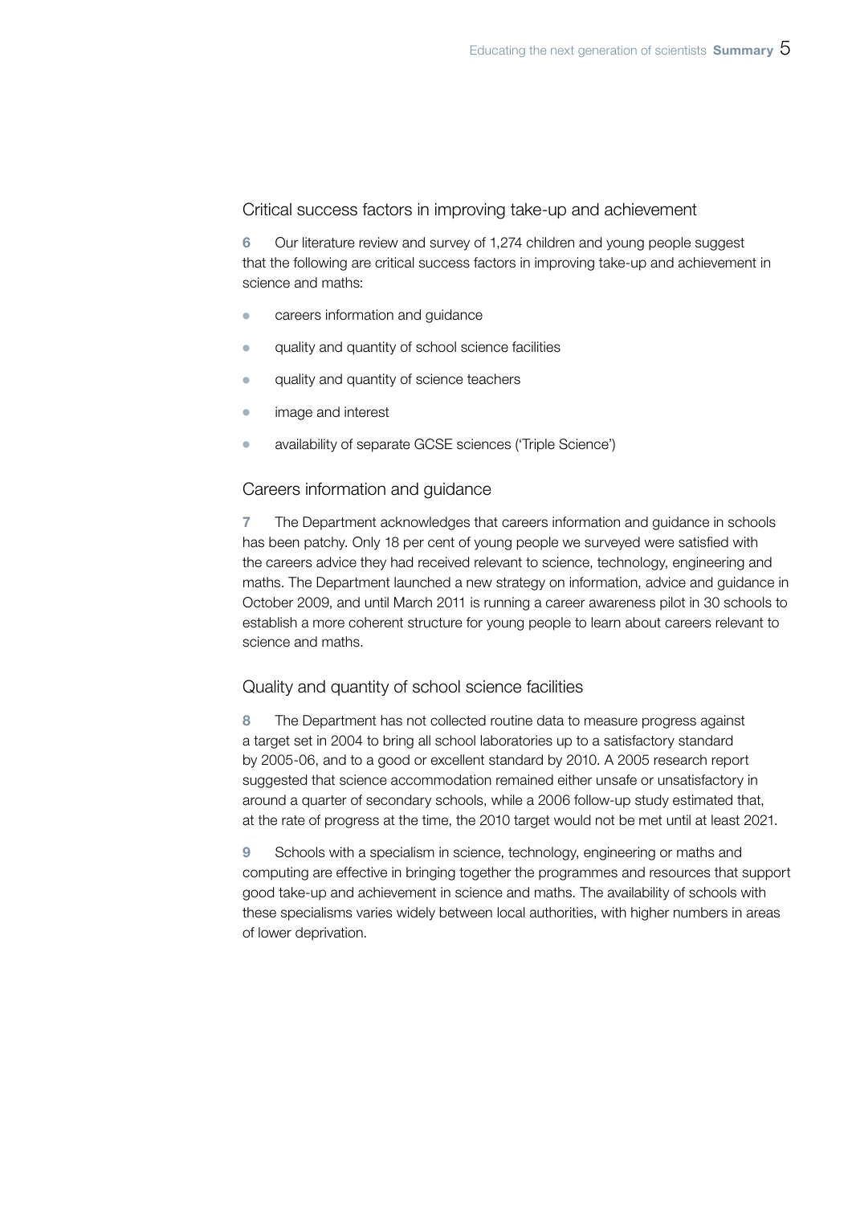## Critical success factors in improving take-up and achievement

**6** Our literature review and survey of 1,274 children and young people suggest that the following are critical success factors in improving take-up and achievement in science and maths:

- careers information and guidance
- quality and quantity of school science facilities
- quality and quantity of science teachers
- image and interest
- availability of separate GCSE sciences ('Triple Science')

## Careers information and guidance

**7** The Department acknowledges that careers information and guidance in schools has been patchy. Only 18 per cent of young people we surveyed were satisfied with the careers advice they had received relevant to science, technology, engineering and maths. The Department launched a new strategy on information, advice and guidance in October 2009, and until March 2011 is running a career awareness pilot in 30 schools to establish a more coherent structure for young people to learn about careers relevant to science and maths.

## Quality and quantity of school science facilities

**8** The Department has not collected routine data to measure progress against a target set in 2004 to bring all school laboratories up to a satisfactory standard by 2005-06, and to a good or excellent standard by 2010. A 2005 research report suggested that science accommodation remained either unsafe or unsatisfactory in around a quarter of secondary schools, while a 2006 follow-up study estimated that, at the rate of progress at the time, the 2010 target would not be met until at least 2021.

**9** Schools with a specialism in science, technology, engineering or maths and computing are effective in bringing together the programmes and resources that support good take-up and achievement in science and maths. The availability of schools with these specialisms varies widely between local authorities, with higher numbers in areas of lower deprivation.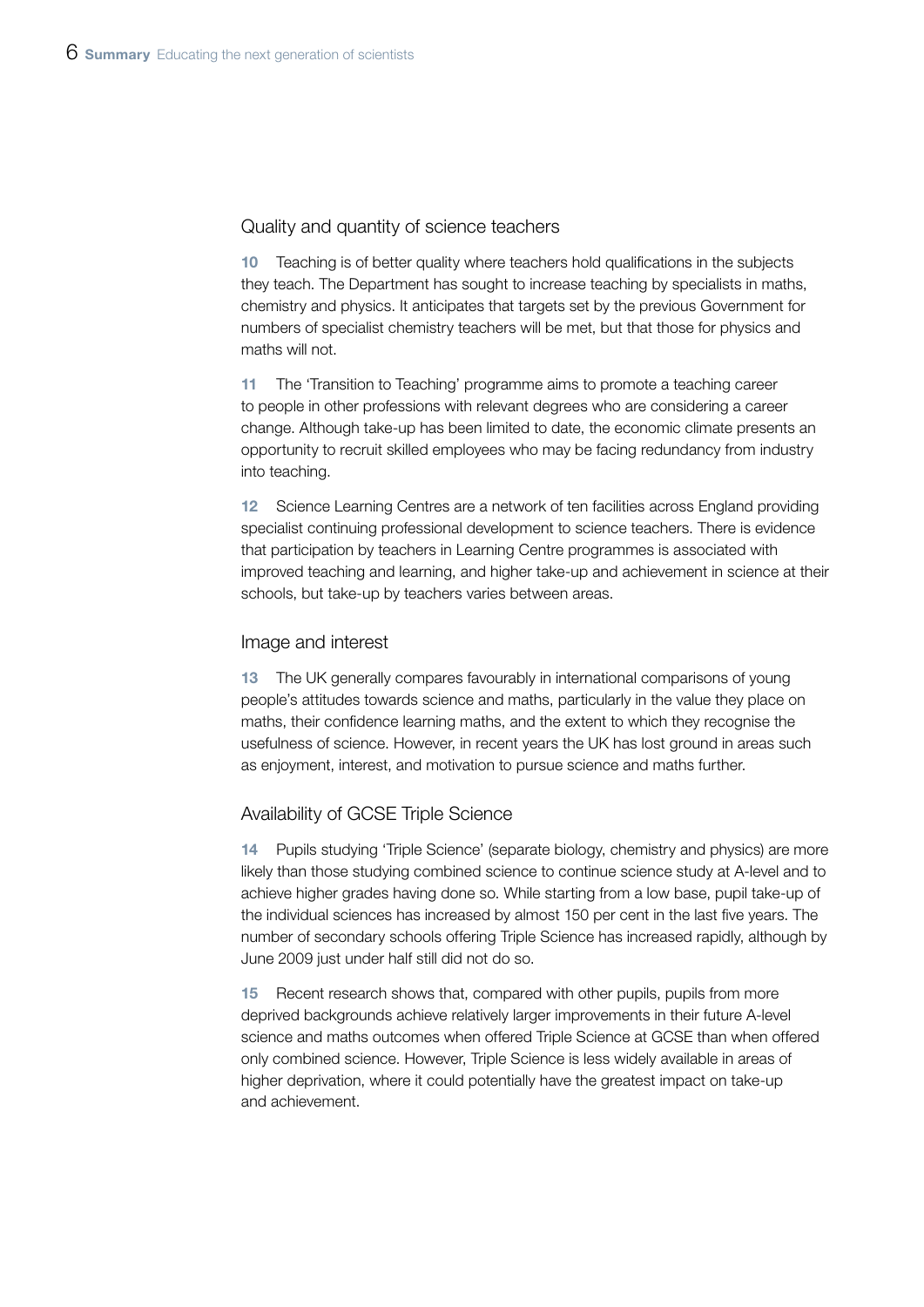## Quality and quantity of science teachers

**10** Teaching is of better quality where teachers hold qualifications in the subjects they teach. The Department has sought to increase teaching by specialists in maths, chemistry and physics. It anticipates that targets set by the previous Government for numbers of specialist chemistry teachers will be met, but that those for physics and maths will not.

**11** The 'Transition to Teaching' programme aims to promote a teaching career to people in other professions with relevant degrees who are considering a career change. Although take-up has been limited to date, the economic climate presents an opportunity to recruit skilled employees who may be facing redundancy from industry into teaching.

**12** Science Learning Centres are a network of ten facilities across England providing specialist continuing professional development to science teachers. There is evidence that participation by teachers in Learning Centre programmes is associated with improved teaching and learning, and higher take-up and achievement in science at their schools, but take-up by teachers varies between areas.

## Image and interest

**13** The UK generally compares favourably in international comparisons of young people's attitudes towards science and maths, particularly in the value they place on maths, their confidence learning maths, and the extent to which they recognise the usefulness of science. However, in recent years the UK has lost ground in areas such as enjoyment, interest, and motivation to pursue science and maths further.

## Availability of GCSE Triple Science

**14** Pupils studying 'Triple Science' (separate biology, chemistry and physics) are more likely than those studying combined science to continue science study at A-level and to achieve higher grades having done so. While starting from a low base, pupil take-up of the individual sciences has increased by almost 150 per cent in the last five years. The number of secondary schools offering Triple Science has increased rapidly, although by June 2009 just under half still did not do so.

**15** Recent research shows that, compared with other pupils, pupils from more deprived backgrounds achieve relatively larger improvements in their future A-level science and maths outcomes when offered Triple Science at GCSE than when offered only combined science. However, Triple Science is less widely available in areas of higher deprivation, where it could potentially have the greatest impact on take-up and achievement.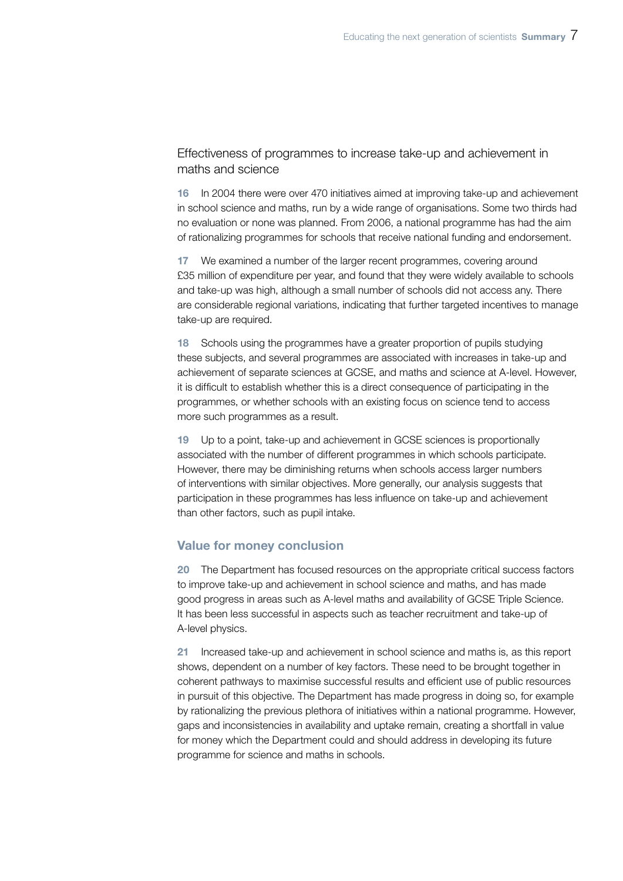## Effectiveness of programmes to increase take-up and achievement in maths and science

**16** In 2004 there were over 470 initiatives aimed at improving take-up and achievement in school science and maths, run by a wide range of organisations. Some two thirds had no evaluation or none was planned. From 2006, a national programme has had the aim of rationalizing programmes for schools that receive national funding and endorsement.

**17** We examined a number of the larger recent programmes, covering around £35 million of expenditure per year, and found that they were widely available to schools and take-up was high, although a small number of schools did not access any. There are considerable regional variations, indicating that further targeted incentives to manage take-up are required.

**18** Schools using the programmes have a greater proportion of pupils studying these subjects, and several programmes are associated with increases in take-up and achievement of separate sciences at GCSE, and maths and science at A-level. However, it is difficult to establish whether this is a direct consequence of participating in the programmes, or whether schools with an existing focus on science tend to access more such programmes as a result.

**19** Up to a point, take-up and achievement in GCSE sciences is proportionally associated with the number of different programmes in which schools participate. However, there may be diminishing returns when schools access larger numbers of interventions with similar objectives. More generally, our analysis suggests that participation in these programmes has less influence on take-up and achievement than other factors, such as pupil intake.

### Value for money conclusion

**20** The Department has focused resources on the appropriate critical success factors to improve take-up and achievement in school science and maths, and has made good progress in areas such as A-level maths and availability of GCSE Triple Science. It has been less successful in aspects such as teacher recruitment and take-up of A-level physics.

**21** Increased take-up and achievement in school science and maths is, as this report shows, dependent on a number of key factors. These need to be brought together in coherent pathways to maximise successful results and efficient use of public resources in pursuit of this objective. The Department has made progress in doing so, for example by rationalizing the previous plethora of initiatives within a national programme. However, gaps and inconsistencies in availability and uptake remain, creating a shortfall in value for money which the Department could and should address in developing its future programme for science and maths in schools.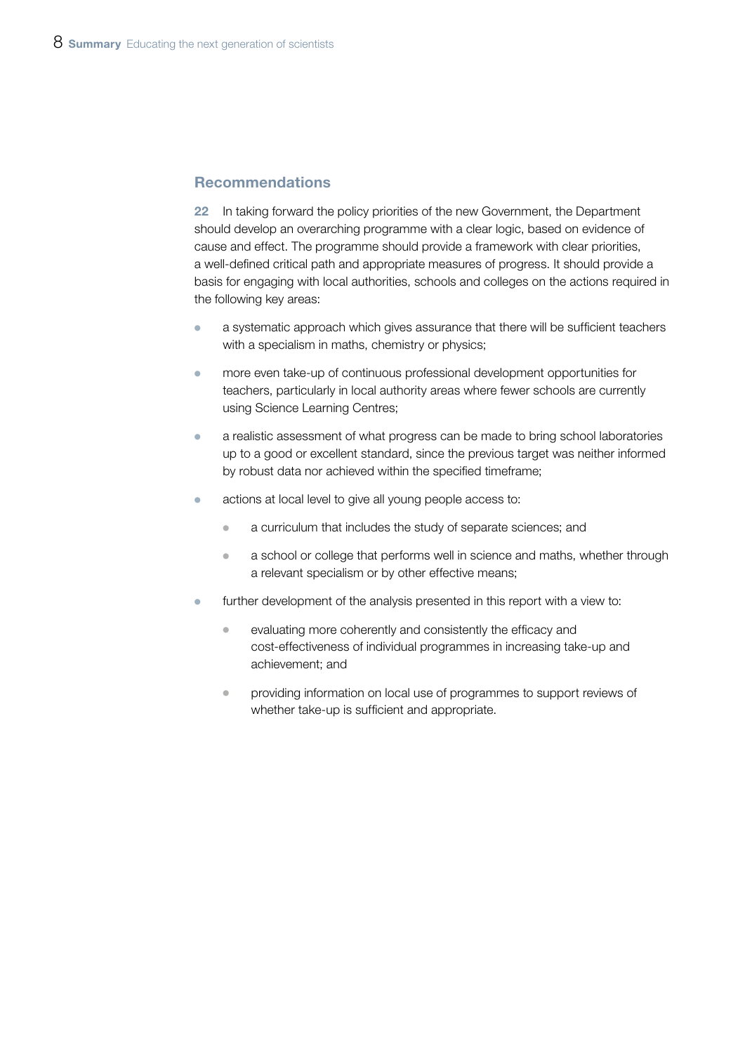## Recommendations

**22** In taking forward the policy priorities of the new Government, the Department should develop an overarching programme with a clear logic, based on evidence of cause and effect. The programme should provide a framework with clear priorities, a well-defined critical path and appropriate measures of progress. It should provide a basis for engaging with local authorities, schools and colleges on the actions required in the following key areas:

- a systematic approach which gives assurance that there will be sufficient teachers with a specialism in maths, chemistry or physics;
- more even take-up of continuous professional development opportunities for teachers, particularly in local authority areas where fewer schools are currently using Science Learning Centres;
- a realistic assessment of what progress can be made to bring school laboratories up to a good or excellent standard, since the previous target was neither informed by robust data nor achieved within the specified timeframe;
- actions at local level to give all young people access to:
  - a curriculum that includes the study of separate sciences; and
  - a school or college that performs well in science and maths, whether through a relevant specialism or by other effective means;
- further development of the analysis presented in this report with a view to:
  - evaluating more coherently and consistently the efficacy and cost-effectiveness of individual programmes in increasing take-up and achievement; and
  - providing information on local use of programmes to support reviews of whether take-up is sufficient and appropriate.